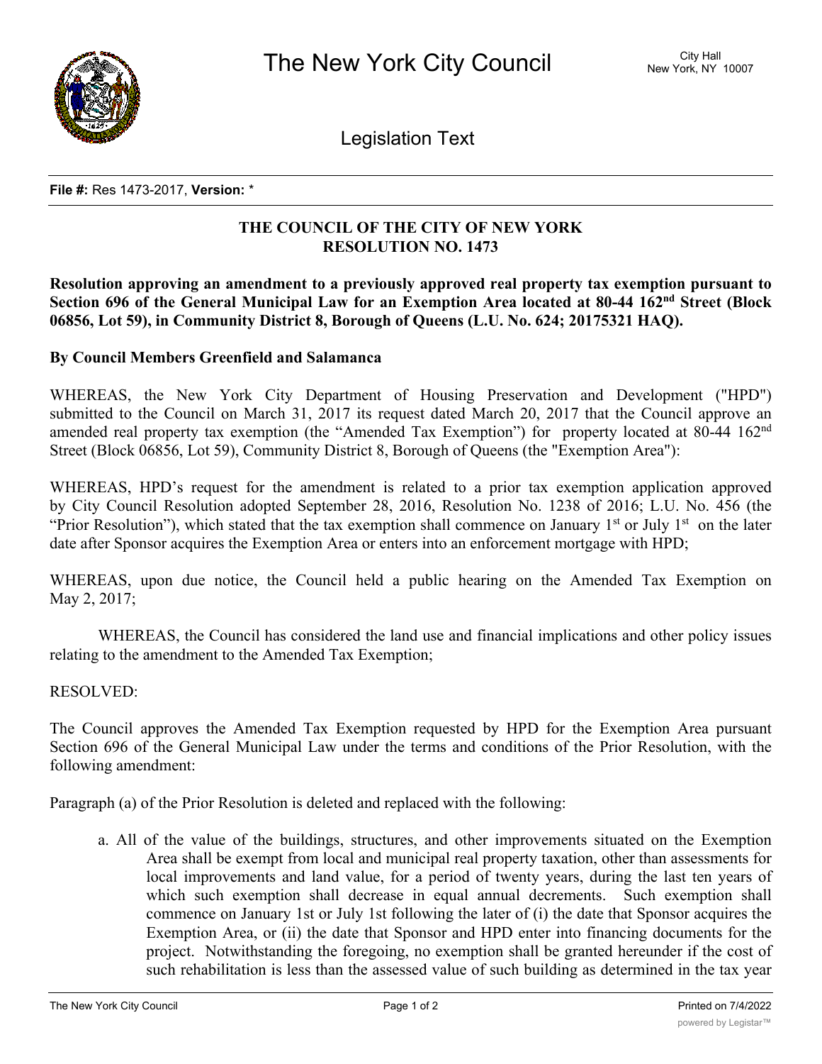# The New York City Council

City Hall
New York, NY 10007

## Legislation Text

**File #:** Res 1473-2017, **Version:** *

**THE COUNCIL OF THE CITY OF NEW YORK**
**RESOLUTION NO. 1473**

**Resolution approving an amendment to a previously approved real property tax exemption pursuant to Section 696 of the General Municipal Law for an Exemption Area located at 80-44 162nd Street (Block 06856, Lot 59), in Community District 8, Borough of Queens (L.U. No. 624; 20175321 HAQ).**

**By Council Members Greenfield and Salamanca**

WHEREAS, the New York City Department of Housing Preservation and Development ("HPD") submitted to the Council on March 31, 2017 its request dated March 20, 2017 that the Council approve an amended real property tax exemption (the "Amended Tax Exemption") for property located at 80-44 162nd Street (Block 06856, Lot 59), Community District 8, Borough of Queens (the "Exemption Area"):

WHEREAS, HPD's request for the amendment is related to a prior tax exemption application approved by City Council Resolution adopted September 28, 2016, Resolution No. 1238 of 2016; L.U. No. 456 (the "Prior Resolution"), which stated that the tax exemption shall commence on January 1st or July 1st on the later date after Sponsor acquires the Exemption Area or enters into an enforcement mortgage with HPD;

WHEREAS, upon due notice, the Council held a public hearing on the Amended Tax Exemption on May 2, 2017;

WHEREAS, the Council has considered the land use and financial implications and other policy issues relating to the amendment to the Amended Tax Exemption;

RESOLVED:

The Council approves the Amended Tax Exemption requested by HPD for the Exemption Area pursuant Section 696 of the General Municipal Law under the terms and conditions of the Prior Resolution, with the following amendment:

Paragraph (a) of the Prior Resolution is deleted and replaced with the following:

a. All of the value of the buildings, structures, and other improvements situated on the Exemption Area shall be exempt from local and municipal real property taxation, other than assessments for local improvements and land value, for a period of twenty years, during the last ten years of which such exemption shall decrease in equal annual decrements. Such exemption shall commence on January 1st or July 1st following the later of (i) the date that Sponsor acquires the Exemption Area, or (ii) the date that Sponsor and HPD enter into financing documents for the project. Notwithstanding the foregoing, no exemption shall be granted hereunder if the cost of such rehabilitation is less than the assessed value of such building as determined in the tax year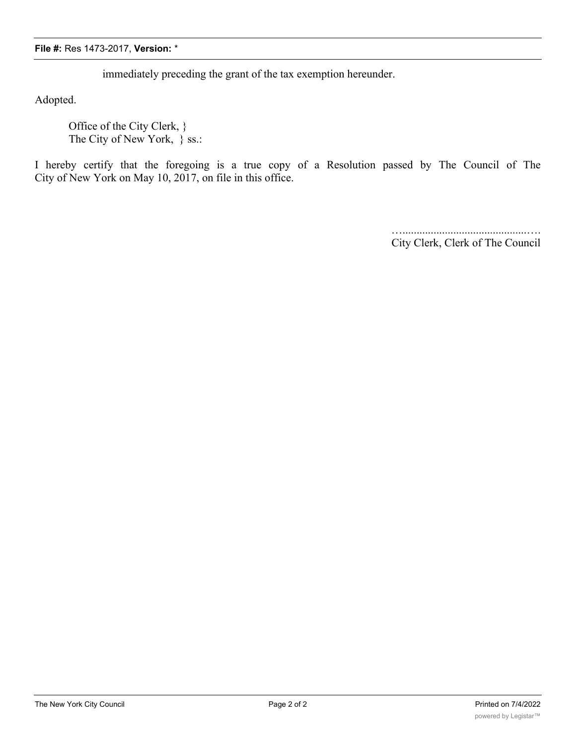immediately preceding the grant of the tax exemption hereunder.

Adopted.

Office of the City Clerk, }
The City of New York, } ss.:

I hereby certify that the foregoing is a true copy of a Resolution passed by The Council of The City of New York on May 10, 2017, on file in this office.

…..........................................….
City Clerk, Clerk of The Council